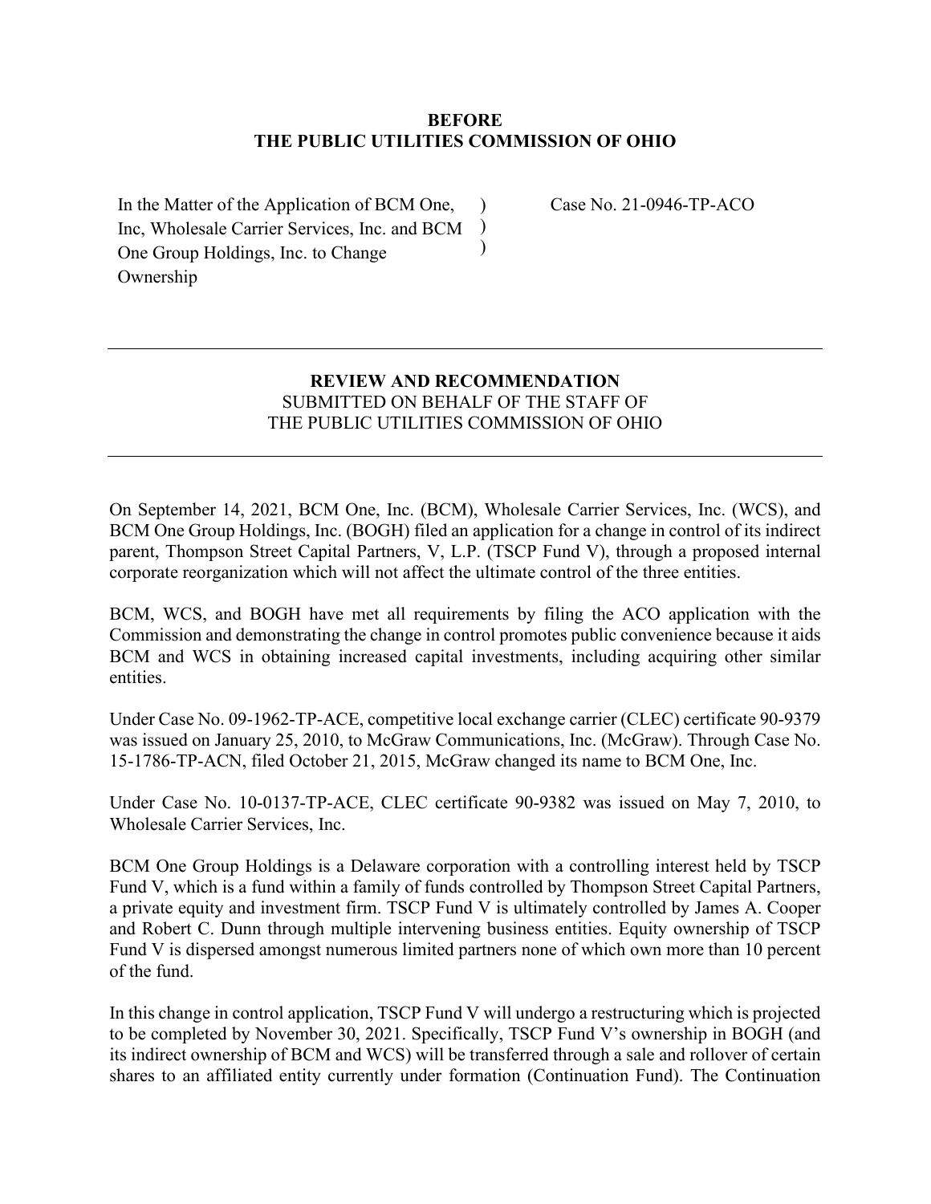**BEFORE**
**THE PUBLIC UTILITIES COMMISSION OF OHIO**

| | | |
|---|---|---|
| In the Matter of the Application of BCM One, Inc, Wholesale Carrier Services, Inc. and BCM One Group Holdings, Inc. to Change Ownership | )<br>)<br>) | Case No. 21-0946-TP-ACO |

---

**REVIEW AND RECOMMENDATION**
SUBMITTED ON BEHALF OF THE STAFF OF
THE PUBLIC UTILITIES COMMISSION OF OHIO

---

On September 14, 2021, BCM One, Inc. (BCM), Wholesale Carrier Services, Inc. (WCS), and BCM One Group Holdings, Inc. (BOGH) filed an application for a change in control of its indirect parent, Thompson Street Capital Partners, V, L.P. (TSCP Fund V), through a proposed internal corporate reorganization which will not affect the ultimate control of the three entities.

BCM, WCS, and BOGH have met all requirements by filing the ACO application with the Commission and demonstrating the change in control promotes public convenience because it aids BCM and WCS in obtaining increased capital investments, including acquiring other similar entities.

Under Case No. 09-1962-TP-ACE, competitive local exchange carrier (CLEC) certificate 90-9379 was issued on January 25, 2010, to McGraw Communications, Inc. (McGraw). Through Case No. 15-1786-TP-ACN, filed October 21, 2015, McGraw changed its name to BCM One, Inc.

Under Case No. 10-0137-TP-ACE, CLEC certificate 90-9382 was issued on May 7, 2010, to Wholesale Carrier Services, Inc.

BCM One Group Holdings is a Delaware corporation with a controlling interest held by TSCP Fund V, which is a fund within a family of funds controlled by Thompson Street Capital Partners, a private equity and investment firm. TSCP Fund V is ultimately controlled by James A. Cooper and Robert C. Dunn through multiple intervening business entities. Equity ownership of TSCP Fund V is dispersed amongst numerous limited partners none of which own more than 10 percent of the fund.

In this change in control application, TSCP Fund V will undergo a restructuring which is projected to be completed by November 30, 2021. Specifically, TSCP Fund V's ownership in BOGH (and its indirect ownership of BCM and WCS) will be transferred through a sale and rollover of certain shares to an affiliated entity currently under formation (Continuation Fund). The Continuation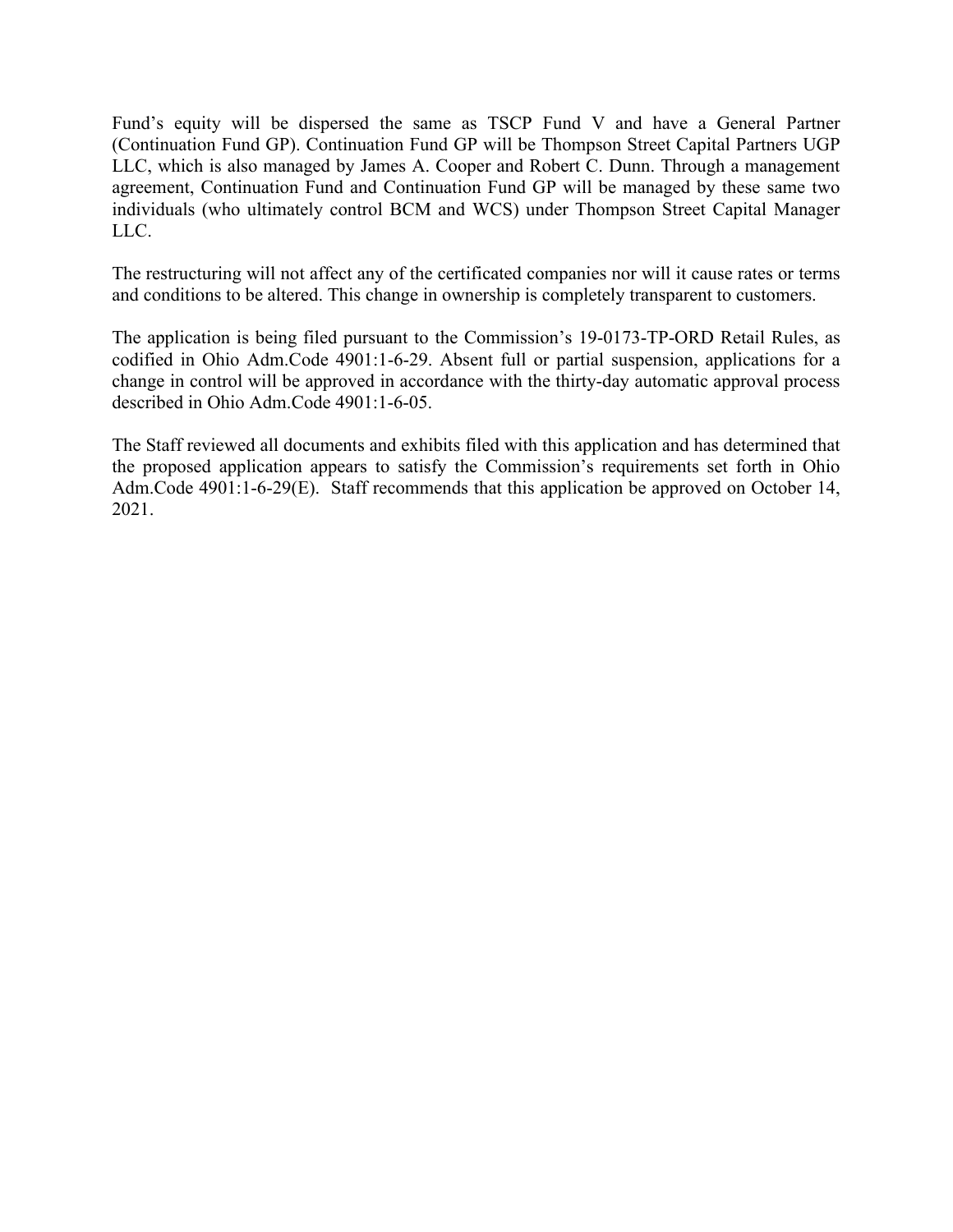Fund's equity will be dispersed the same as TSCP Fund V and have a General Partner (Continuation Fund GP). Continuation Fund GP will be Thompson Street Capital Partners UGP LLC, which is also managed by James A. Cooper and Robert C. Dunn. Through a management agreement, Continuation Fund and Continuation Fund GP will be managed by these same two individuals (who ultimately control BCM and WCS) under Thompson Street Capital Manager LLC.

The restructuring will not affect any of the certificated companies nor will it cause rates or terms and conditions to be altered. This change in ownership is completely transparent to customers.

The application is being filed pursuant to the Commission's 19-0173-TP-ORD Retail Rules, as codified in Ohio Adm.Code 4901:1-6-29. Absent full or partial suspension, applications for a change in control will be approved in accordance with the thirty-day automatic approval process described in Ohio Adm.Code 4901:1-6-05.

The Staff reviewed all documents and exhibits filed with this application and has determined that the proposed application appears to satisfy the Commission's requirements set forth in Ohio Adm.Code 4901:1-6-29(E). Staff recommends that this application be approved on October 14, 2021.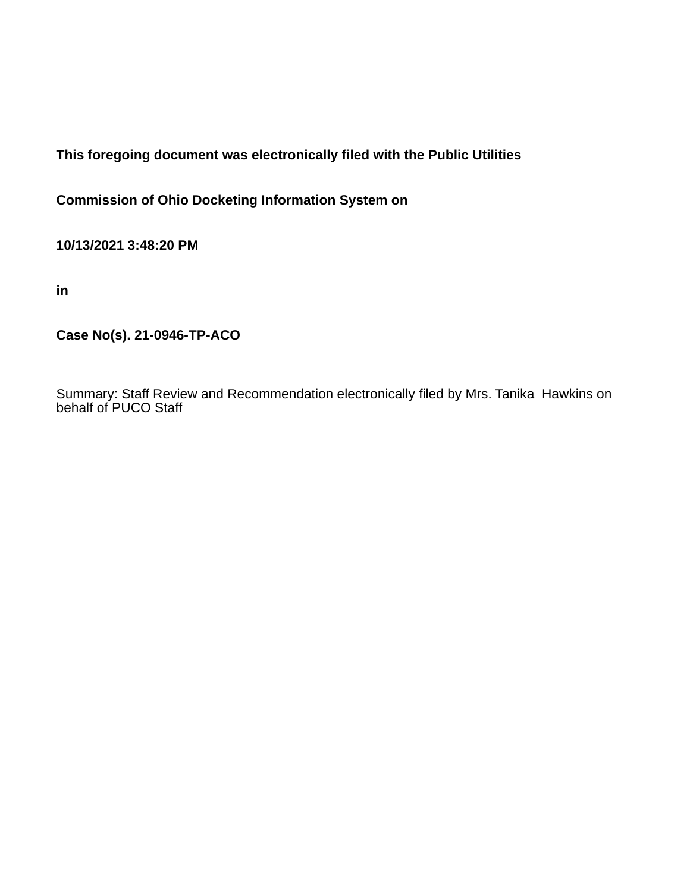**This foregoing document was electronically filed with the Public Utilities**

**Commission of Ohio Docketing Information System on**

**10/13/2021 3:48:20 PM**

**in**

**Case No(s). 21-0946-TP-ACO**

Summary: Staff Review and Recommendation electronically filed by Mrs. Tanika Hawkins on behalf of PUCO Staff